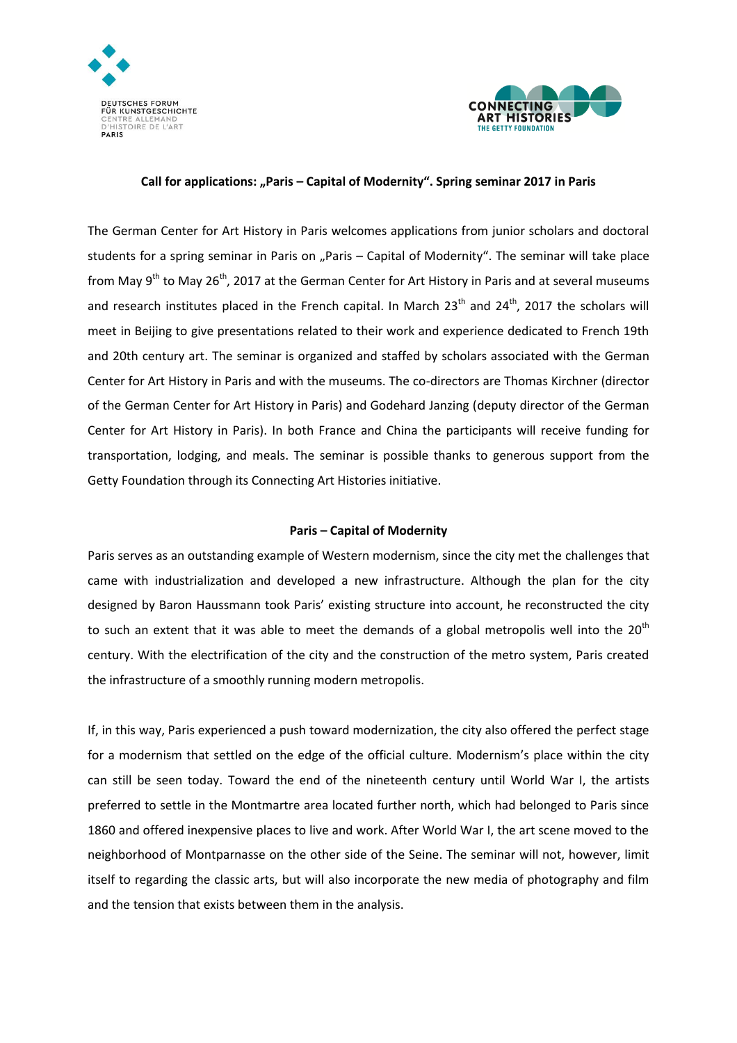DEUTSCHES FORUM
FÜR KUNSTGESCHICHTE
CENTRE ALLEMAND
D'HISTOIRE DE L'ART
PARIS

CONNECTING
ART HISTORIES
THE GETTY FOUNDATION

**Call for applications: „Paris – Capital of Modernity". Spring seminar 2017 in Paris**

The German Center for Art History in Paris welcomes applications from junior scholars and doctoral students for a spring seminar in Paris on „Paris – Capital of Modernity". The seminar will take place from May 9th to May 26th, 2017 at the German Center for Art History in Paris and at several museums and research institutes placed in the French capital. In March 23th and 24th, 2017 the scholars will meet in Beijing to give presentations related to their work and experience dedicated to French 19th and 20th century art. The seminar is organized and staffed by scholars associated with the German Center for Art History in Paris and with the museums. The co-directors are Thomas Kirchner (director of the German Center for Art History in Paris) and Godehard Janzing (deputy director of the German Center for Art History in Paris). In both France and China the participants will receive funding for transportation, lodging, and meals. The seminar is possible thanks to generous support from the Getty Foundation through its Connecting Art Histories initiative.

**Paris – Capital of Modernity**

Paris serves as an outstanding example of Western modernism, since the city met the challenges that came with industrialization and developed a new infrastructure. Although the plan for the city designed by Baron Haussmann took Paris' existing structure into account, he reconstructed the city to such an extent that it was able to meet the demands of a global metropolis well into the 20th century. With the electrification of the city and the construction of the metro system, Paris created the infrastructure of a smoothly running modern metropolis.

If, in this way, Paris experienced a push toward modernization, the city also offered the perfect stage for a modernism that settled on the edge of the official culture. Modernism's place within the city can still be seen today. Toward the end of the nineteenth century until World War I, the artists preferred to settle in the Montmartre area located further north, which had belonged to Paris since 1860 and offered inexpensive places to live and work. After World War I, the art scene moved to the neighborhood of Montparnasse on the other side of the Seine. The seminar will not, however, limit itself to regarding the classic arts, but will also incorporate the new media of photography and film and the tension that exists between them in the analysis.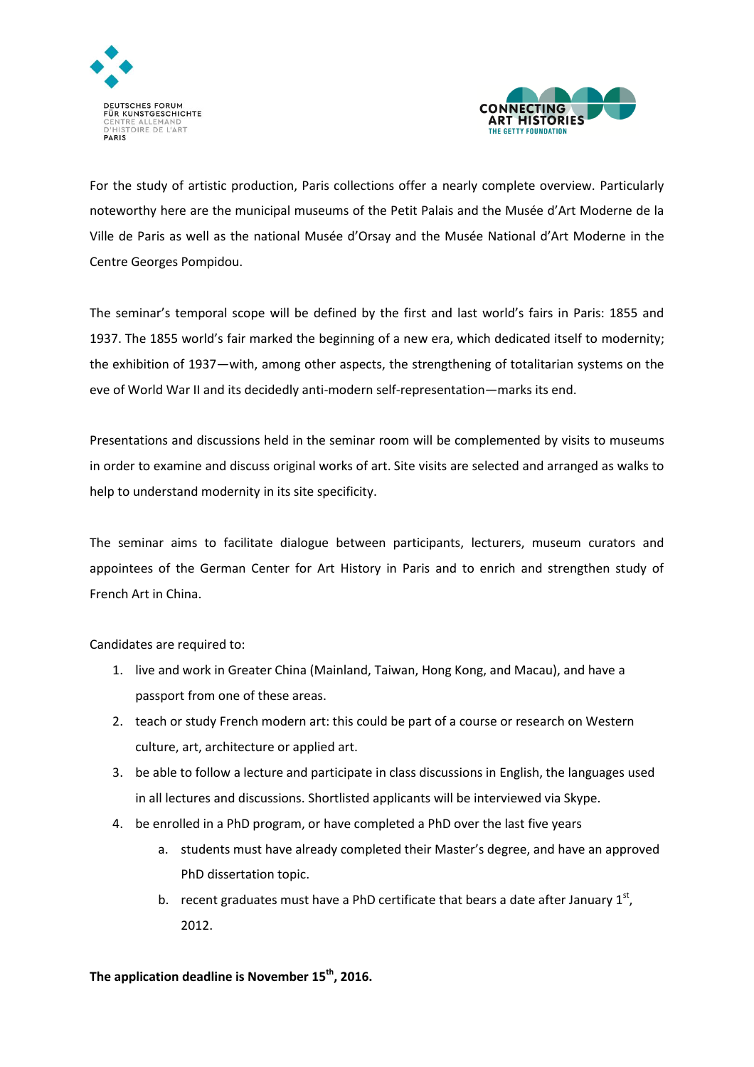For the study of artistic production, Paris collections offer a nearly complete overview. Particularly noteworthy here are the municipal museums of the Petit Palais and the Musée d'Art Moderne de la Ville de Paris as well as the national Musée d'Orsay and the Musée National d'Art Moderne in the Centre Georges Pompidou.

The seminar's temporal scope will be defined by the first and last world's fairs in Paris: 1855 and 1937. The 1855 world's fair marked the beginning of a new era, which dedicated itself to modernity; the exhibition of 1937—with, among other aspects, the strengthening of totalitarian systems on the eve of World War II and its decidedly anti-modern self-representation—marks its end.

Presentations and discussions held in the seminar room will be complemented by visits to museums in order to examine and discuss original works of art. Site visits are selected and arranged as walks to help to understand modernity in its site specificity.

The seminar aims to facilitate dialogue between participants, lecturers, museum curators and appointees of the German Center for Art History in Paris and to enrich and strengthen study of French Art in China.

Candidates are required to:

1. live and work in Greater China (Mainland, Taiwan, Hong Kong, and Macau), and have a passport from one of these areas.
2. teach or study French modern art: this could be part of a course or research on Western culture, art, architecture or applied art.
3. be able to follow a lecture and participate in class discussions in English, the languages used in all lectures and discussions. Shortlisted applicants will be interviewed via Skype.
4. be enrolled in a PhD program, or have completed a PhD over the last five years
   a. students must have already completed their Master's degree, and have an approved PhD dissertation topic.
   b. recent graduates must have a PhD certificate that bears a date after January 1st, 2012.

**The application deadline is November 15th, 2016.**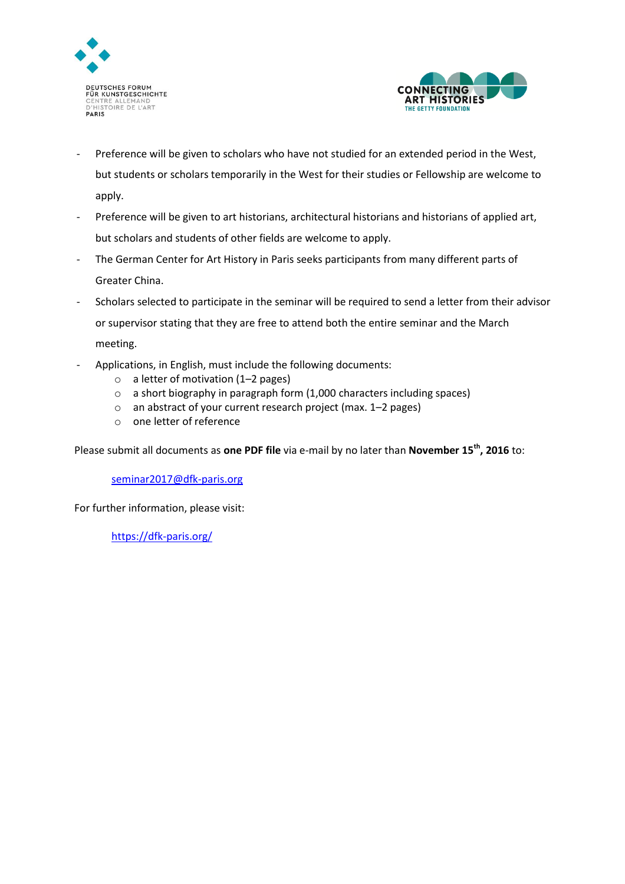- Preference will be given to scholars who have not studied for an extended period in the West, but students or scholars temporarily in the West for their studies or Fellowship are welcome to apply.
- Preference will be given to art historians, architectural historians and historians of applied art, but scholars and students of other fields are welcome to apply.
- The German Center for Art History in Paris seeks participants from many different parts of Greater China.
- Scholars selected to participate in the seminar will be required to send a letter from their advisor or supervisor stating that they are free to attend both the entire seminar and the March meeting.
- Applications, in English, must include the following documents:
    - a letter of motivation (1–2 pages)
    - a short biography in paragraph form (1,000 characters including spaces)
    - an abstract of your current research project (max. 1–2 pages)
    - one letter of reference

Please submit all documents as **one PDF file** via e-mail by no later than **November 15th, 2016** to:

seminar2017@dfk-paris.org

For further information, please visit:

https://dfk-paris.org/